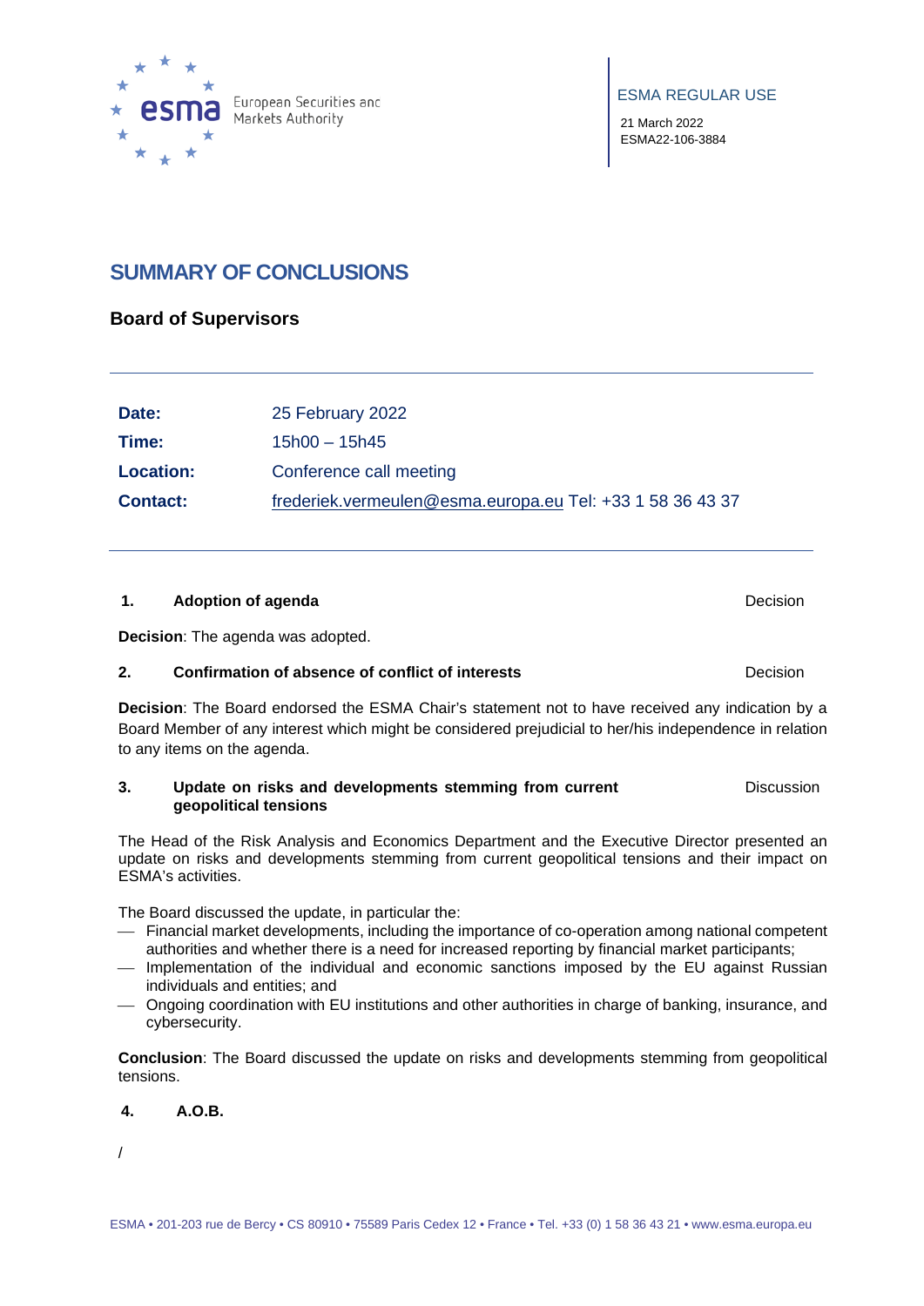ESMA REGULAR USE

21 March 2022
ESMA22-106-3884

# SUMMARY OF CONCLUSIONS

## Board of Supervisors

| | |
|---|---|
| **Date:** | 25 February 2022 |
| **Time:** | 15h00 – 15h45 |
| **Location:** | Conference call meeting |
| **Contact:** | frederiek.vermeulen@esma.europa.eu Tel: +33 1 58 36 43 37 |

### 1. Adoption of agenda — Decision

**Decision**: The agenda was adopted.

### 2. Confirmation of absence of conflict of interests — Decision

**Decision**: The Board endorsed the ESMA Chair's statement not to have received any indication by a Board Member of any interest which might be considered prejudicial to her/his independence in relation to any items on the agenda.

### 3. Update on risks and developments stemming from current geopolitical tensions — Discussion

The Head of the Risk Analysis and Economics Department and the Executive Director presented an update on risks and developments stemming from current geopolitical tensions and their impact on ESMA's activities.

The Board discussed the update, in particular the:

- Financial market developments, including the importance of co-operation among national competent authorities and whether there is a need for increased reporting by financial market participants;
- Implementation of the individual and economic sanctions imposed by the EU against Russian individuals and entities; and
- Ongoing coordination with EU institutions and other authorities in charge of banking, insurance, and cybersecurity.

**Conclusion**: The Board discussed the update on risks and developments stemming from geopolitical tensions.

### 4. A.O.B.

/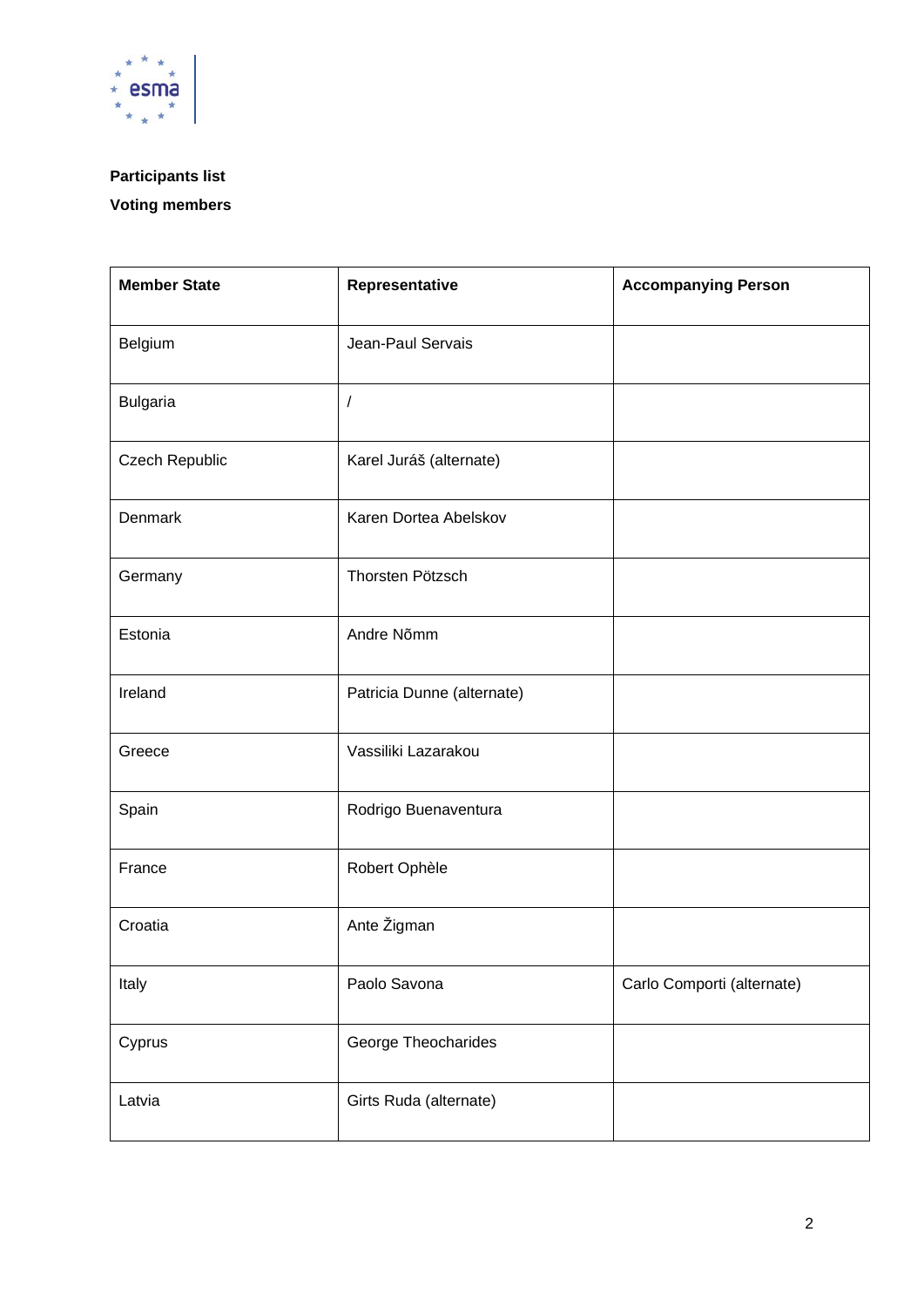**Participants list**

**Voting members**

| Member State | Representative | Accompanying Person |
|---|---|---|
| Belgium | Jean-Paul Servais | |
| Bulgaria | / | |
| Czech Republic | Karel Juráš (alternate) | |
| Denmark | Karen Dortea Abelskov | |
| Germany | Thorsten Pötzsch | |
| Estonia | Andre Nõmm | |
| Ireland | Patricia Dunne (alternate) | |
| Greece | Vassiliki Lazarakou | |
| Spain | Rodrigo Buenaventura | |
| France | Robert Ophèle | |
| Croatia | Ante Žigman | |
| Italy | Paolo Savona | Carlo Comporti (alternate) |
| Cyprus | George Theocharides | |
| Latvia | Girts Ruda (alternate) | |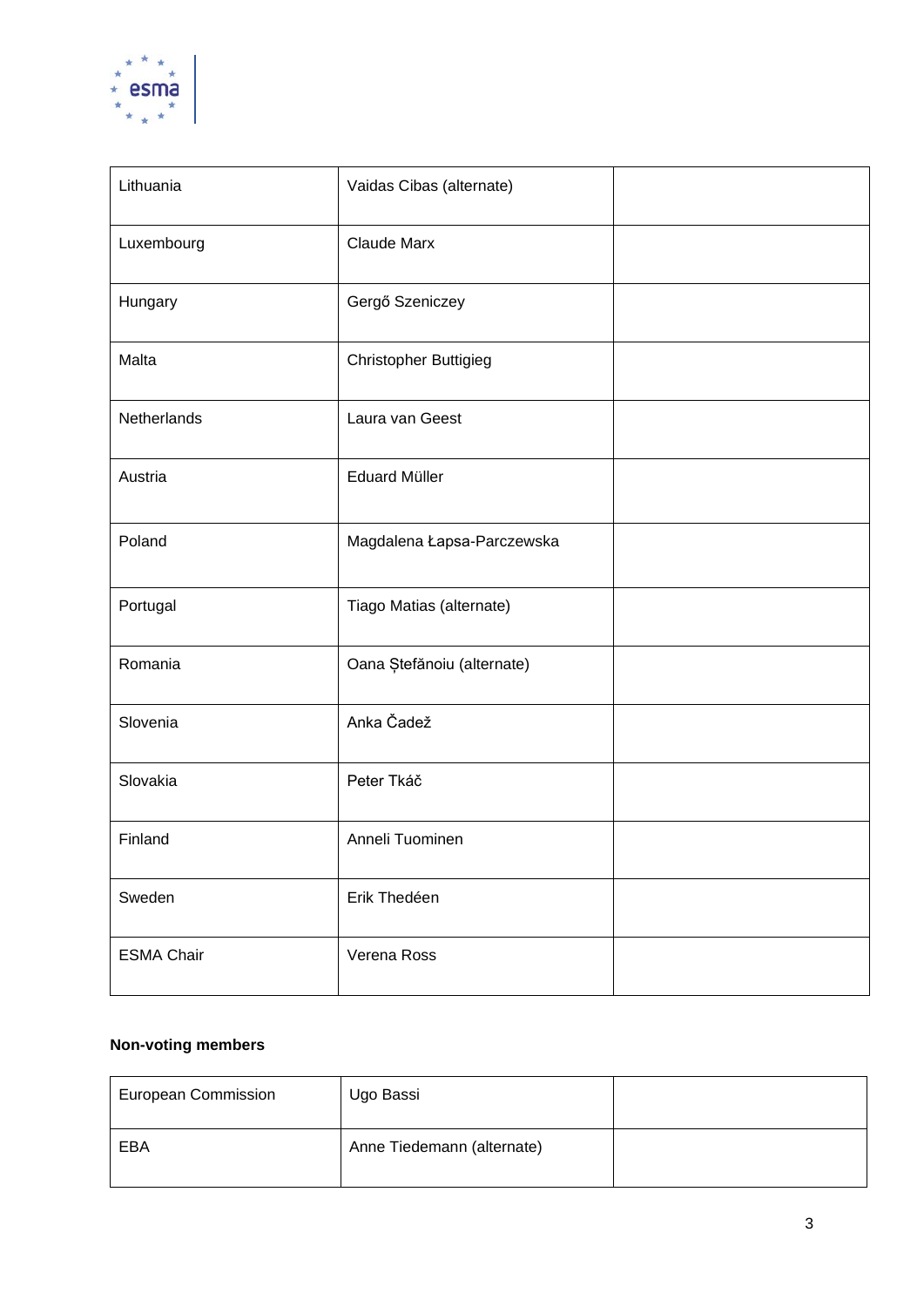| | | |
|---|---|---|
| Lithuania | Vaidas Cibas (alternate) | |
| Luxembourg | Claude Marx | |
| Hungary | Gergő Szeniczey | |
| Malta | Christopher Buttigieg | |
| Netherlands | Laura van Geest | |
| Austria | Eduard Müller | |
| Poland | Magdalena Łapsa-Parczewska | |
| Portugal | Tiago Matias (alternate) | |
| Romania | Oana Ștefănoiu (alternate) | |
| Slovenia | Anka Čadež | |
| Slovakia | Peter Tkáč | |
| Finland | Anneli Tuominen | |
| Sweden | Erik Thedéen | |
| ESMA Chair | Verena Ross | |

**Non-voting members**

| | | |
|---|---|---|
| European Commission | Ugo Bassi | |
| EBA | Anne Tiedemann (alternate) | |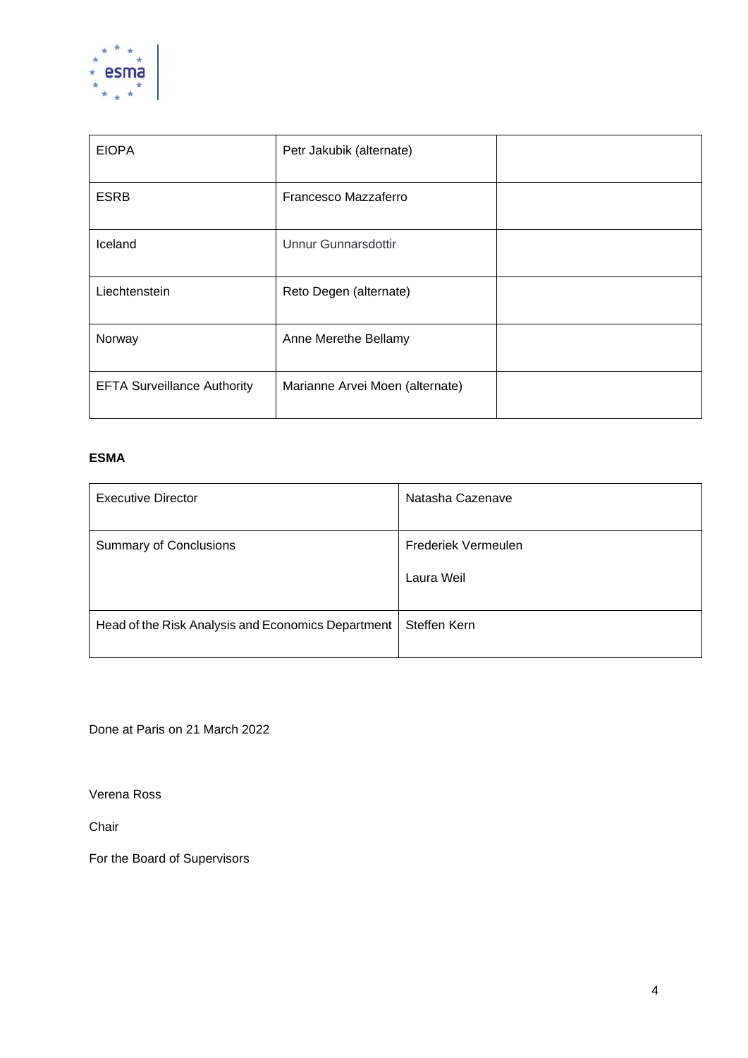| EIOPA | Petr Jakubik (alternate) | |
|---|---|---|
| ESRB | Francesco Mazzaferro | |
| Iceland | Unnur Gunnarsdottir | |
| Liechtenstein | Reto Degen (alternate) | |
| Norway | Anne Merethe Bellamy | |
| EFTA Surveillance Authority | Marianne Arvei Moen (alternate) | |

**ESMA**

| Executive Director | Natasha Cazenave |
|---|---|
| Summary of Conclusions | Frederiek Vermeulen<br><br>Laura Weil |
| Head of the Risk Analysis and Economics Department | Steffen Kern |

Done at Paris on 21 March 2022

Verena Ross

Chair

For the Board of Supervisors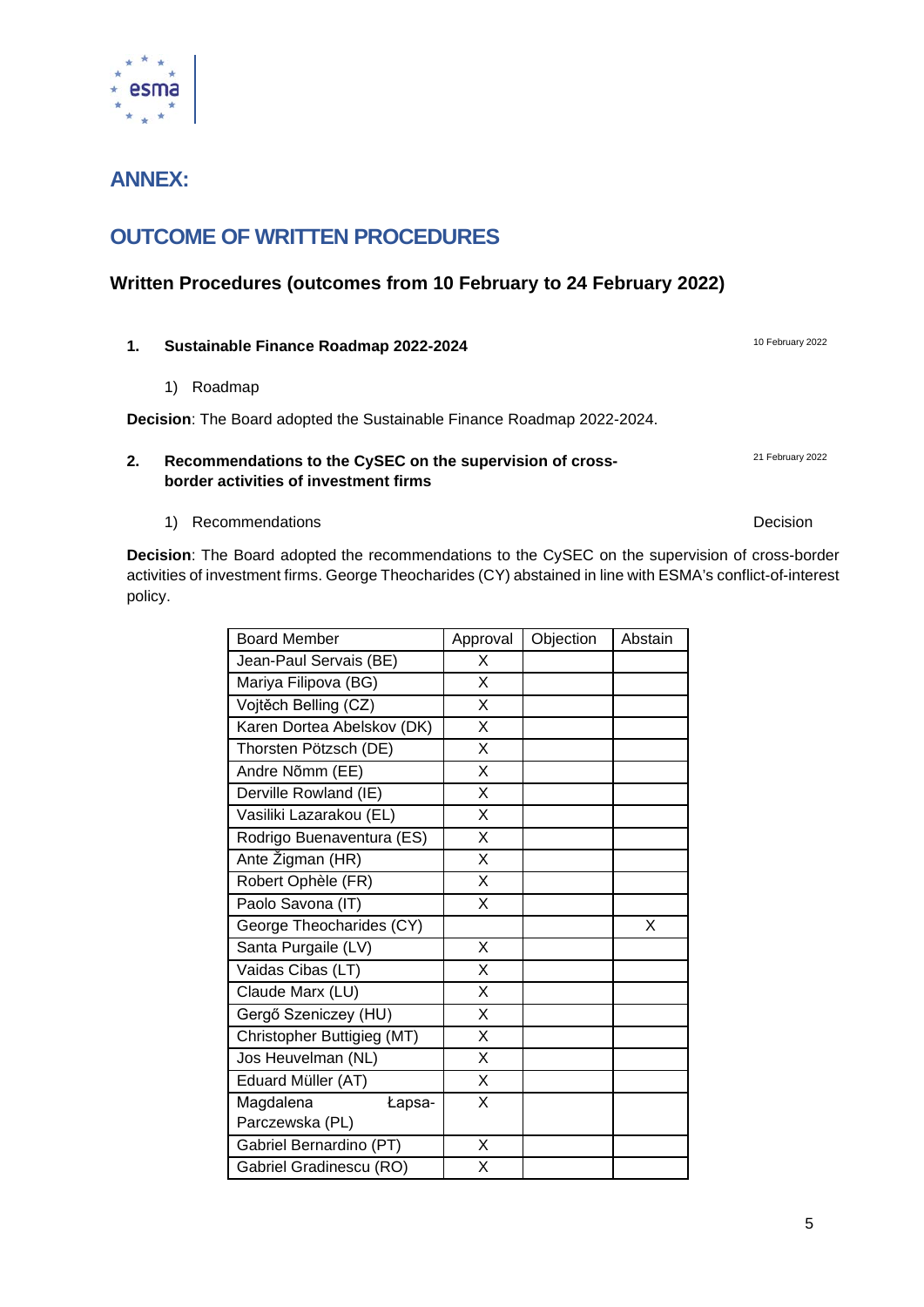# ANNEX:

# OUTCOME OF WRITTEN PROCEDURES

## Written Procedures (outcomes from 10 February to 24 February 2022)

### 1. Sustainable Finance Roadmap 2022-2024

10 February 2022

1) Roadmap

**Decision**: The Board adopted the Sustainable Finance Roadmap 2022-2024.

### 2. Recommendations to the CySEC on the supervision of cross-border activities of investment firms

21 February 2022

1) Recommendations

Decision

**Decision**: The Board adopted the recommendations to the CySEC on the supervision of cross-border activities of investment firms. George Theocharides (CY) abstained in line with ESMA's conflict-of-interest policy.

| Board Member | Approval | Objection | Abstain |
|---|---|---|---|
| Jean-Paul Servais (BE) | X | | |
| Mariya Filipova (BG) | X | | |
| Vojtěch Belling (CZ) | X | | |
| Karen Dortea Abelskov (DK) | X | | |
| Thorsten Pötzsch (DE) | X | | |
| Andre Nõmm (EE) | X | | |
| Derville Rowland (IE) | X | | |
| Vasiliki Lazarakou (EL) | X | | |
| Rodrigo Buenaventura (ES) | X | | |
| Ante Žigman (HR) | X | | |
| Robert Ophèle (FR) | X | | |
| Paolo Savona (IT) | X | | |
| George Theocharides (CY) | | | X |
| Santa Purgaile (LV) | X | | |
| Vaidas Cibas (LT) | X | | |
| Claude Marx (LU) | X | | |
| Gergő Szeniczey (HU) | X | | |
| Christopher Buttigieg (MT) | X | | |
| Jos Heuvelman (NL) | X | | |
| Eduard Müller (AT) | X | | |
| Magdalena Łapsa-Parczewska (PL) | X | | |
| Gabriel Bernardino (PT) | X | | |
| Gabriel Gradinescu (RO) | X | | |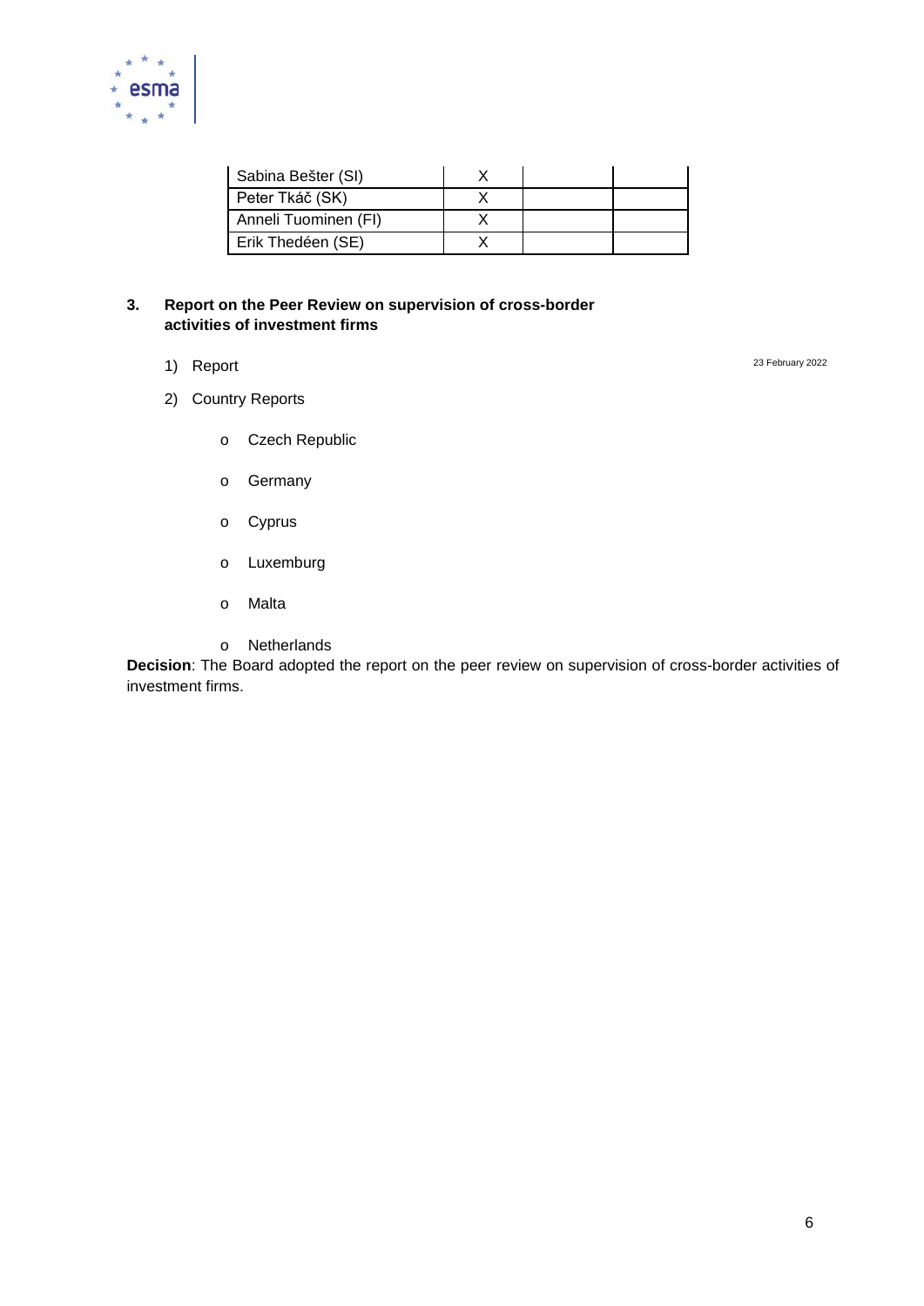| | | | |
|---|---|---|---|
| Sabina Bešter (SI) | X | | |
| Peter Tkáč (SK) | X | | |
| Anneli Tuominen (FI) | X | | |
| Erik Thedéen (SE) | X | | |

**3. Report on the Peer Review on supervision of cross-border activities of investment firms**

1) Report

23 February 2022

2) Country Reports

- Czech Republic
- Germany
- Cyprus
- Luxemburg
- Malta
- Netherlands

**Decision**: The Board adopted the report on the peer review on supervision of cross-border activities of investment firms.